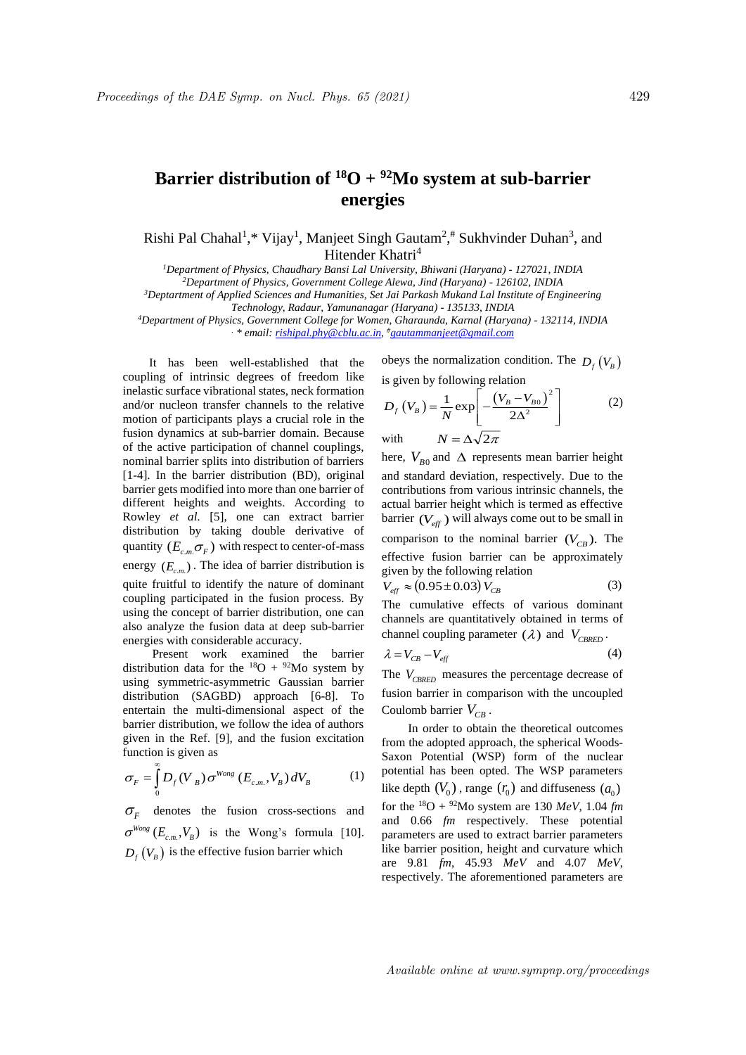# Barrier distribution of $^{18}O$ + $^{92}Mo$ system at sub-barrier energies

Rishi Pal Chahal[1],* Vijay[1], Manjeet Singh Gautam[2],# Sukhvinder Duhan[3], and Hitender Khatri[4]

[1]*Department of Physics, Chaudhary Bansi Lal University, Bhiwani (Haryana) - 127021, INDIA*
[2]*Department of Physics, Government College Alewa, Jind (Haryana) - 126102, INDIA*
[3]*Deptartment of Applied Sciences and Humanities, Set Jai Parkash Mukand Lal Institute of Engineering Technology, Radaur, Yamunanagar (Haryana) - 135133, INDIA*
[4]*Department of Physics, Government College for Women, Gharaunda, Karnal (Haryana) - 132114, INDIA*
*\* email: rishipal.phy@cblu.ac.in, #gautammanjeet@gmail.com*

It has been well-established that the coupling of intrinsic degrees of freedom like inelastic surface vibrational states, neck formation and/or nucleon transfer channels to the relative motion of participants plays a crucial role in the fusion dynamics at sub-barrier domain. Because of the active participation of channel couplings, nominal barrier splits into distribution of barriers [1-4]. In the barrier distribution (BD), original barrier gets modified into more than one barrier of different heights and weights. According to Rowley *et al.* [5], one can extract barrier distribution by taking double derivative of quantity $(E_{c.m.}\sigma_F)$ with respect to center-of-mass energy $(E_{c.m.})$. The idea of barrier distribution is quite fruitful to identify the nature of dominant coupling participated in the fusion process. By using the concept of barrier distribution, one can also analyze the fusion data at deep sub-barrier energies with considerable accuracy.

Present work examined the barrier distribution data for the $^{18}O$ + $^{92}Mo$ system by using symmetric-asymmetric Gaussian barrier distribution (SAGBD) approach [6-8]. To entertain the multi-dimensional aspect of the barrier distribution, we follow the idea of authors given in the Ref. [9], and the fusion excitation function is given as

$$\sigma_F = \int_0^{\infty} D_f(V_B)\,\sigma^{Wong}(E_{c.m.},V_B)\,dV_B \qquad (1)$$

$\sigma_F$ denotes the fusion cross-sections and $\sigma^{Wong}(E_{c.m.},V_B)$ is the Wong's formula [10]. $D_f(V_B)$ is the effective fusion barrier which obeys the normalization condition. The $D_f(V_B)$ is given by following relation

$$D_f(V_B) = \frac{1}{N}\exp\left[-\frac{(V_B - V_{B0})^2}{2\Delta^2}\right] \qquad (2)$$

with $\quad N = \Delta\sqrt{2\pi}$

here, $V_{B0}$ and $\Delta$ represents mean barrier height and standard deviation, respectively. Due to the contributions from various intrinsic channels, the actual barrier height which is termed as effective barrier $(V_{eff})$ will always come out to be small in comparison to the nominal barrier $(V_{CB})$. The effective fusion barrier can be approximately given by the following relation

$$V_{eff} \approx (0.95 \pm 0.03)\,V_{CB} \qquad (3)$$

The cumulative effects of various dominant channels are quantitatively obtained in terms of channel coupling parameter $(\lambda)$ and $V_{CBRED}$.

$$\lambda = V_{CB} - V_{eff} \qquad (4)$$

The $V_{CBRED}$ measures the percentage decrease of fusion barrier in comparison with the uncoupled Coulomb barrier $V_{CB}$.

In order to obtain the theoretical outcomes from the adopted approach, the spherical Woods-Saxon Potential (WSP) form of the nuclear potential has been opted. The WSP parameters like depth $(V_0)$, range $(r_0)$ and diffuseness $(a_0)$ for the $^{18}O$ + $^{92}Mo$ system are 130 *MeV*, 1.04 *fm* and 0.66 *fm* respectively. These potential parameters are used to extract barrier parameters like barrier position, height and curvature which are 9.81 *fm*, 45.93 *MeV* and 4.07 *MeV*, respectively. The aforementioned parameters are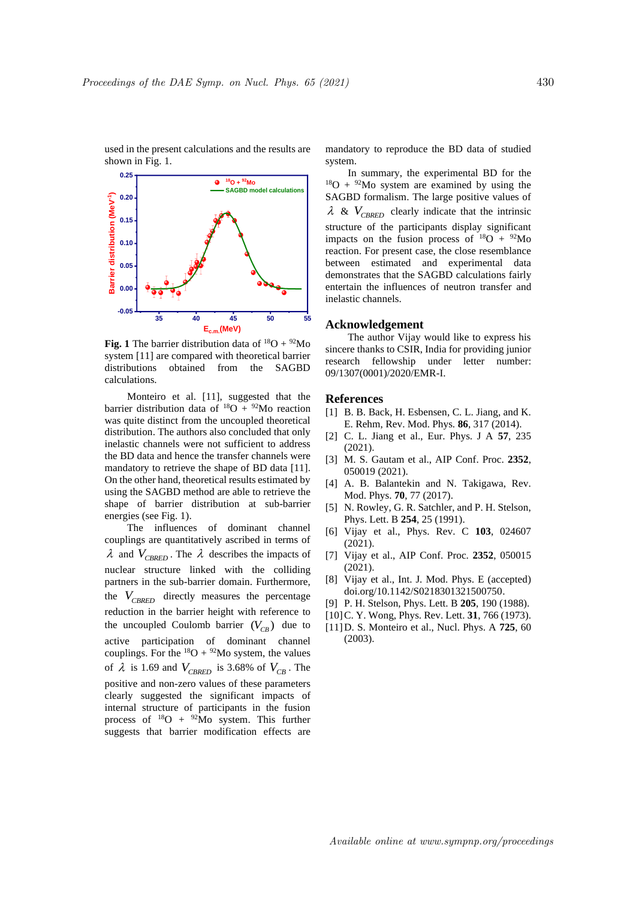used in the present calculations and the results are shown in Fig. 1.

0.25
0.20
0.15
0.10
0.05
0.00
-0.05
Barrier distribution (MeV$^{-1}$)
35
40
45
50
55
$E_{c.m}$(MeV)
$^{18}O + ^{92}Mo$
SAGBD model calculations

**Fig. 1** The barrier distribution data of $^{18}$O + $^{92}$Mo system [11] are compared with theoretical barrier distributions obtained from the SAGBD calculations.

Monteiro et al. [11], suggested that the barrier distribution data of $^{18}$O + $^{92}$Mo reaction was quite distinct from the uncoupled theoretical distribution. The authors also concluded that only inelastic channels were not sufficient to address the BD data and hence the transfer channels were mandatory to retrieve the shape of BD data [11]. On the other hand, theoretical results estimated by using the SAGBD method are able to retrieve the shape of barrier distribution at sub-barrier energies (see Fig. 1).

The influences of dominant channel couplings are quantitatively ascribed in terms of $\lambda$ and $V_{CBRED}$. The $\lambda$ describes the impacts of nuclear structure linked with the colliding partners in the sub-barrier domain. Furthermore, the $V_{CBRED}$ directly measures the percentage reduction in the barrier height with reference to the uncoupled Coulomb barrier ($V_{CB}$) due to active participation of dominant channel couplings. For the $^{18}$O + $^{92}$Mo system, the values of $\lambda$ is 1.69 and $V_{CBRED}$ is 3.68% of $V_{CB}$. The positive and non-zero values of these parameters clearly suggested the significant impacts of internal structure of participants in the fusion process of $^{18}$O + $^{92}$Mo system. This further suggests that barrier modification effects are mandatory to reproduce the BD data of studied system.

In summary, the experimental BD for the $^{18}$O + $^{92}$Mo system are examined by using the SAGBD formalism. The large positive values of $\lambda$ & $V_{CBRED}$ clearly indicate that the intrinsic structure of the participants display significant impacts on the fusion process of $^{18}$O + $^{92}$Mo reaction. For present case, the close resemblance between estimated and experimental data demonstrates that the SAGBD calculations fairly entertain the influences of neutron transfer and inelastic channels.

## Acknowledgement

The author Vijay would like to express his sincere thanks to CSIR, India for providing junior research fellowship under letter number: 09/1307(0001)/2020/EMR-I.

## References

[1] B. B. Back, H. Esbensen, C. L. Jiang, and K. E. Rehm, Rev. Mod. Phys. **86**, 317 (2014).
[2] C. L. Jiang et al., Eur. Phys. J A **57**, 235 (2021).
[3] M. S. Gautam et al., AIP Conf. Proc. **2352**, 050019 (2021).
[4] A. B. Balantekin and N. Takigawa, Rev. Mod. Phys. **70**, 77 (2017).
[5] N. Rowley, G. R. Satchler, and P. H. Stelson, Phys. Lett. B **254**, 25 (1991).
[6] Vijay et al., Phys. Rev. C **103**, 024607 (2021).
[7] Vijay et al., AIP Conf. Proc. **2352**, 050015 (2021).
[8] Vijay et al., Int. J. Mod. Phys. E (accepted) doi.org/10.1142/S0218301321500750.
[9] P. H. Stelson, Phys. Lett. B **205**, 190 (1988).
[10] C. Y. Wong, Phys. Rev. Lett. **31**, 766 (1973).
[11] D. S. Monteiro et al., Nucl. Phys. A **725**, 60 (2003).